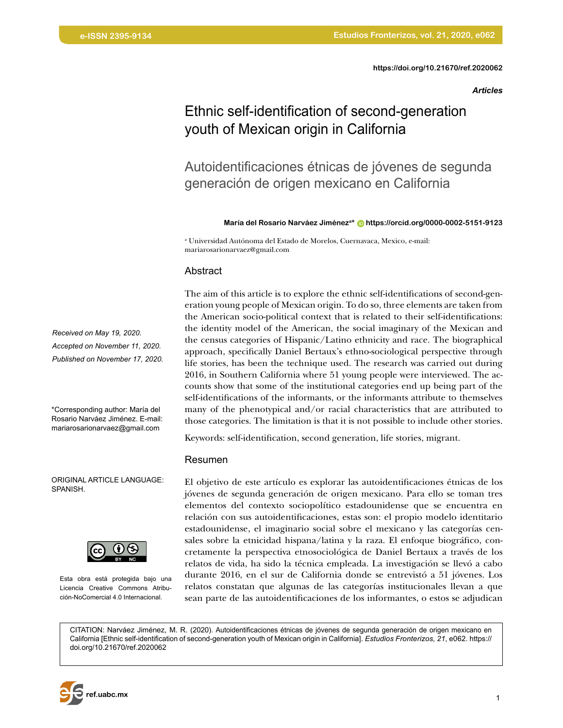https://doi.org/10.21670/ref.2020062

*Articles*

# Ethnic self-identification of second-generation youth of Mexican origin in California

## Autoidentificaciones étnicas de jóvenes de segunda generación de origen mexicano en California

**María del Rosario Narváez Jiménez[a]\*** https://orcid.org/0000-0002-5151-9123

[a] Universidad Autónoma del Estado de Morelos, Cuernavaca, Mexico, e-mail: mariarosarionarvaez@gmail.com

*Received on May 19, 2020.*
*Accepted on November 11, 2020.*
*Published on November 17, 2020.*

\*Corresponding author: María del Rosario Narváez Jiménez. E-mail: mariarosarionarvaez@gmail.com

ORIGINAL ARTICLE LANGUAGE: SPANISH.

Esta obra está protegida bajo una Licencia Creative Commons Atribución-NoComercial 4.0 Internacional.

### Abstract

The aim of this article is to explore the ethnic self-identifications of second-generation young people of Mexican origin. To do so, three elements are taken from the American socio-political context that is related to their self-identifications: the identity model of the American, the social imaginary of the Mexican and the census categories of Hispanic/Latino ethnicity and race. The biographical approach, specifically Daniel Bertaux's ethno-sociological perspective through life stories, has been the technique used. The research was carried out during 2016, in Southern California where 51 young people were interviewed. The accounts show that some of the institutional categories end up being part of the self-identifications of the informants, or the informants attribute to themselves many of the phenotypical and/or racial characteristics that are attributed to those categories. The limitation is that it is not possible to include other stories.

Keywords: self-identification, second generation, life stories, migrant.

### Resumen

El objetivo de este artículo es explorar las autoidentificaciones étnicas de los jóvenes de segunda generación de origen mexicano. Para ello se toman tres elementos del contexto sociopolítico estadounidense que se encuentra en relación con sus autoidentificaciones, estas son: el propio modelo identitario estadounidense, el imaginario social sobre el mexicano y las categorías censales sobre la etnicidad hispana/latina y la raza. El enfoque biográfico, concretamente la perspectiva etnosociológica de Daniel Bertaux a través de los relatos de vida, ha sido la técnica empleada. La investigación se llevó a cabo durante 2016, en el sur de California donde se entrevistó a 51 jóvenes. Los relatos constatan que algunas de las categorías institucionales llevan a que sean parte de las autoidentificaciones de los informantes, o estos se adjudican

CITATION: Narváez Jiménez, M. R. (2020). Autoidentificaciones étnicas de jóvenes de segunda generación de origen mexicano en California [Ethnic self-identification of second-generation youth of Mexican origin in California]. *Estudios Fronterizos, 21*, e062. https://doi.org/10.21670/ref.2020062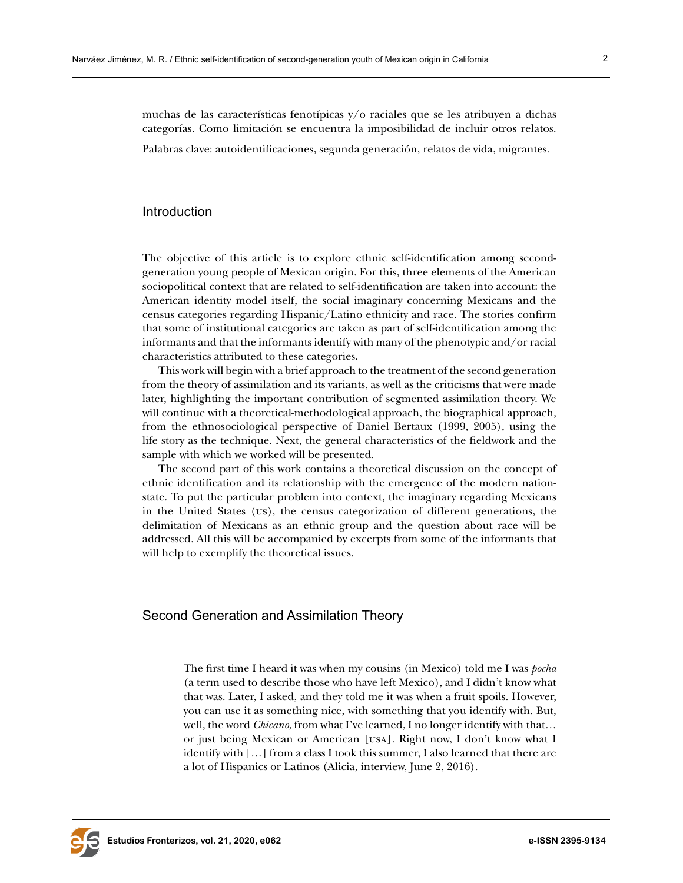muchas de las características fenotípicas y/o raciales que se les atribuyen a dichas categorías. Como limitación se encuentra la imposibilidad de incluir otros relatos.

Palabras clave: autoidentificaciones, segunda generación, relatos de vida, migrantes.

## Introduction

The objective of this article is to explore ethnic self-identification among second-generation young people of Mexican origin. For this, three elements of the American sociopolitical context that are related to self-identification are taken into account: the American identity model itself, the social imaginary concerning Mexicans and the census categories regarding Hispanic/Latino ethnicity and race. The stories confirm that some of institutional categories are taken as part of self-identification among the informants and that the informants identify with many of the phenotypic and/or racial characteristics attributed to these categories.

This work will begin with a brief approach to the treatment of the second generation from the theory of assimilation and its variants, as well as the criticisms that were made later, highlighting the important contribution of segmented assimilation theory. We will continue with a theoretical-methodological approach, the biographical approach, from the ethnosociological perspective of Daniel Bertaux (1999, 2005), using the life story as the technique. Next, the general characteristics of the fieldwork and the sample with which we worked will be presented.

The second part of this work contains a theoretical discussion on the concept of ethnic identification and its relationship with the emergence of the modern nation-state. To put the particular problem into context, the imaginary regarding Mexicans in the United States (US), the census categorization of different generations, the delimitation of Mexicans as an ethnic group and the question about race will be addressed. All this will be accompanied by excerpts from some of the informants that will help to exemplify the theoretical issues.

## Second Generation and Assimilation Theory

> The first time I heard it was when my cousins (in Mexico) told me I was *pocha* (a term used to describe those who have left Mexico), and I didn't know what that was. Later, I asked, and they told me it was when a fruit spoils. However, you can use it as something nice, with something that you identify with. But, well, the word *Chicano*, from what I've learned, I no longer identify with that… or just being Mexican or American [USA]. Right now, I don't know what I identify with […] from a class I took this summer, I also learned that there are a lot of Hispanics or Latinos (Alicia, interview, June 2, 2016).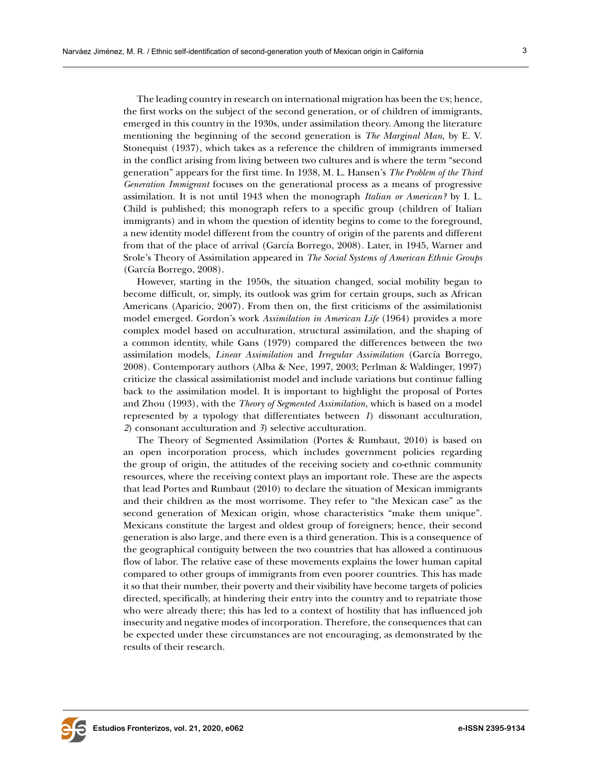The leading country in research on international migration has been the US; hence, the first works on the subject of the second generation, or of children of immigrants, emerged in this country in the 1930s, under assimilation theory. Among the literature mentioning the beginning of the second generation is *The Marginal Man*, by E. V. Stonequist (1937), which takes as a reference the children of immigrants immersed in the conflict arising from living between two cultures and is where the term "second generation" appears for the first time. In 1938, M. L. Hansen's *The Problem of the Third Generation Immigrant* focuses on the generational process as a means of progressive assimilation. It is not until 1943 when the monograph *Italian or American?* by I. L. Child is published; this monograph refers to a specific group (children of Italian immigrants) and in whom the question of identity begins to come to the foreground, a new identity model different from the country of origin of the parents and different from that of the place of arrival (García Borrego, 2008). Later, in 1945, Warner and Srole's Theory of Assimilation appeared in *The Social Systems of American Ethnic Groups* (García Borrego, 2008).

However, starting in the 1950s, the situation changed, social mobility began to become difficult, or, simply, its outlook was grim for certain groups, such as African Americans (Aparicio, 2007). From then on, the first criticisms of the assimilationist model emerged. Gordon's work *Assimilation in American Life* (1964) provides a more complex model based on acculturation, structural assimilation, and the shaping of a common identity, while Gans (1979) compared the differences between the two assimilation models, *Linear Assimilation* and *Irregular Assimilation* (García Borrego, 2008). Contemporary authors (Alba & Nee, 1997, 2003; Perlman & Waldinger, 1997) criticize the classical assimilationist model and include variations but continue falling back to the assimilation model. It is important to highlight the proposal of Portes and Zhou (1993), with the *Theory of Segmented Assimilation*, which is based on a model represented by a typology that differentiates between *1*) dissonant acculturation, *2*) consonant acculturation and *3*) selective acculturation.

The Theory of Segmented Assimilation (Portes & Rumbaut, 2010) is based on an open incorporation process, which includes government policies regarding the group of origin, the attitudes of the receiving society and co-ethnic community resources, where the receiving context plays an important role. These are the aspects that lead Portes and Rumbaut (2010) to declare the situation of Mexican immigrants and their children as the most worrisome. They refer to "the Mexican case" as the second generation of Mexican origin, whose characteristics "make them unique". Mexicans constitute the largest and oldest group of foreigners; hence, their second generation is also large, and there even is a third generation. This is a consequence of the geographical contiguity between the two countries that has allowed a continuous flow of labor. The relative ease of these movements explains the lower human capital compared to other groups of immigrants from even poorer countries. This has made it so that their number, their poverty and their visibility have become targets of policies directed, specifically, at hindering their entry into the country and to repatriate those who were already there; this has led to a context of hostility that has influenced job insecurity and negative modes of incorporation. Therefore, the consequences that can be expected under these circumstances are not encouraging, as demonstrated by the results of their research.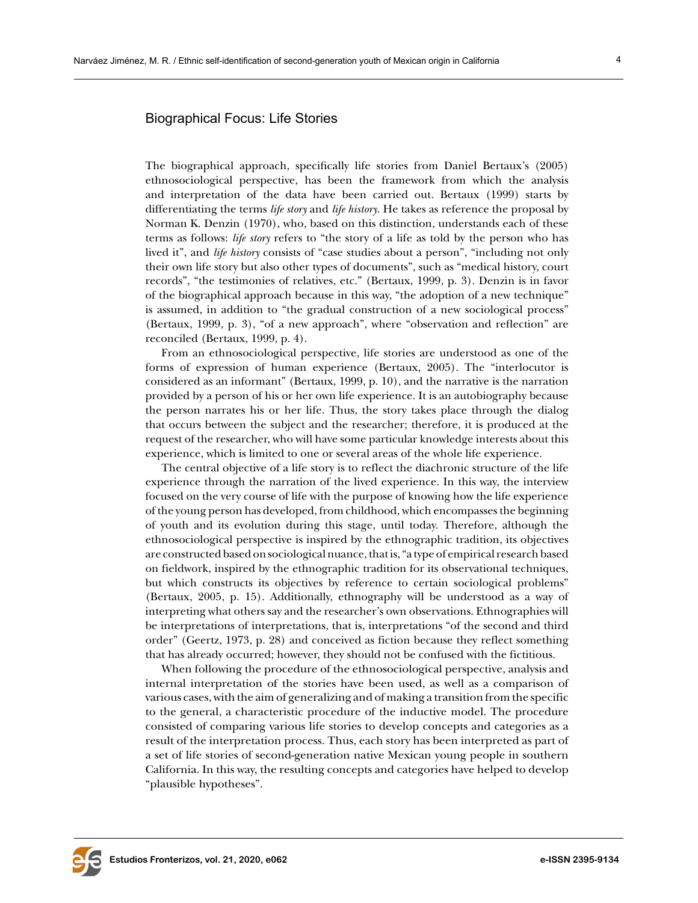## Biographical Focus: Life Stories

The biographical approach, specifically life stories from Daniel Bertaux's (2005) ethnosociological perspective, has been the framework from which the analysis and interpretation of the data have been carried out. Bertaux (1999) starts by differentiating the terms *life story* and *life history*. He takes as reference the proposal by Norman K. Denzin (1970), who, based on this distinction, understands each of these terms as follows: *life story* refers to "the story of a life as told by the person who has lived it", and *life history* consists of "case studies about a person", "including not only their own life story but also other types of documents", such as "medical history, court records", "the testimonies of relatives, etc." (Bertaux, 1999, p. 3). Denzin is in favor of the biographical approach because in this way, "the adoption of a new technique" is assumed, in addition to "the gradual construction of a new sociological process" (Bertaux, 1999, p. 3), "of a new approach", where "observation and reflection" are reconciled (Bertaux, 1999, p. 4).

From an ethnosociological perspective, life stories are understood as one of the forms of expression of human experience (Bertaux, 2005). The "interlocutor is considered as an informant" (Bertaux, 1999, p. 10), and the narrative is the narration provided by a person of his or her own life experience. It is an autobiography because the person narrates his or her life. Thus, the story takes place through the dialog that occurs between the subject and the researcher; therefore, it is produced at the request of the researcher, who will have some particular knowledge interests about this experience, which is limited to one or several areas of the whole life experience.

The central objective of a life story is to reflect the diachronic structure of the life experience through the narration of the lived experience. In this way, the interview focused on the very course of life with the purpose of knowing how the life experience of the young person has developed, from childhood, which encompasses the beginning of youth and its evolution during this stage, until today. Therefore, although the ethnosociological perspective is inspired by the ethnographic tradition, its objectives are constructed based on sociological nuance, that is, "a type of empirical research based on fieldwork, inspired by the ethnographic tradition for its observational techniques, but which constructs its objectives by reference to certain sociological problems" (Bertaux, 2005, p. 15). Additionally, ethnography will be understood as a way of interpreting what others say and the researcher's own observations. Ethnographies will be interpretations of interpretations, that is, interpretations "of the second and third order" (Geertz, 1973, p. 28) and conceived as fiction because they reflect something that has already occurred; however, they should not be confused with the fictitious.

When following the procedure of the ethnosociological perspective, analysis and internal interpretation of the stories have been used, as well as a comparison of various cases, with the aim of generalizing and of making a transition from the specific to the general, a characteristic procedure of the inductive model. The procedure consisted of comparing various life stories to develop concepts and categories as a result of the interpretation process. Thus, each story has been interpreted as part of a set of life stories of second-generation native Mexican young people in southern California. In this way, the resulting concepts and categories have helped to develop "plausible hypotheses".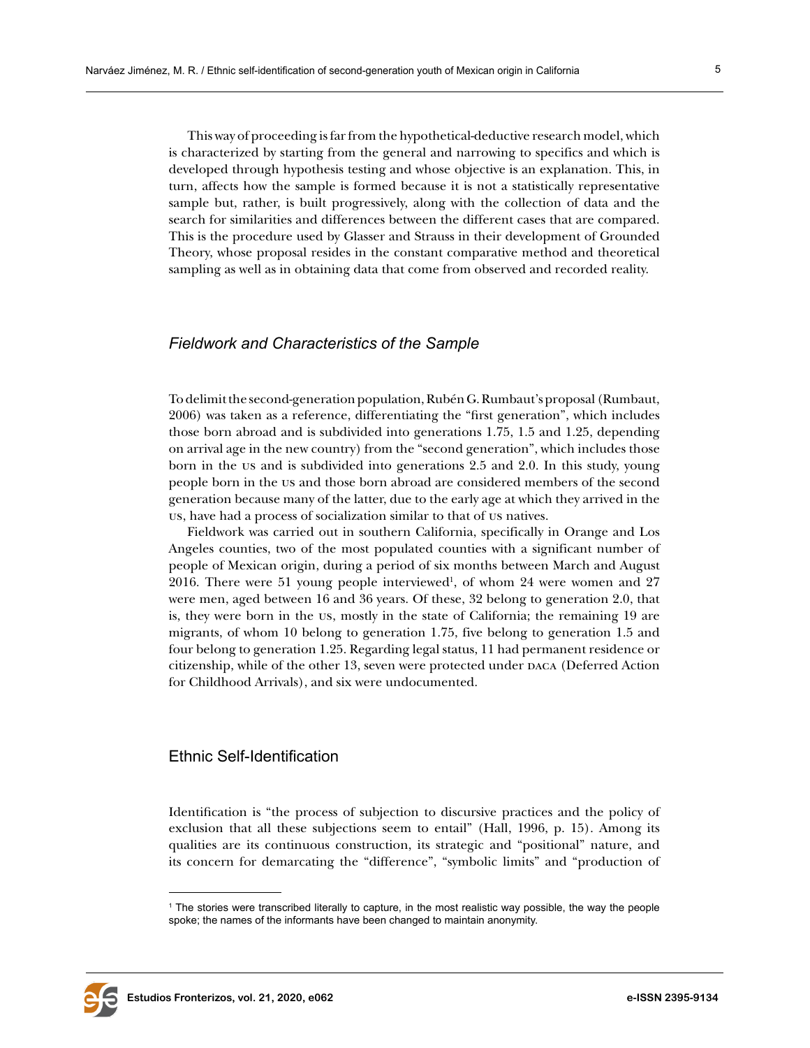This way of proceeding is far from the hypothetical-deductive research model, which is characterized by starting from the general and narrowing to specifics and which is developed through hypothesis testing and whose objective is an explanation. This, in turn, affects how the sample is formed because it is not a statistically representative sample but, rather, is built progressively, along with the collection of data and the search for similarities and differences between the different cases that are compared. This is the procedure used by Glasser and Strauss in their development of Grounded Theory, whose proposal resides in the constant comparative method and theoretical sampling as well as in obtaining data that come from observed and recorded reality.

### *Fieldwork and Characteristics of the Sample*

To delimit the second-generation population, Rubén G. Rumbaut's proposal (Rumbaut, 2006) was taken as a reference, differentiating the "first generation", which includes those born abroad and is subdivided into generations 1.75, 1.5 and 1.25, depending on arrival age in the new country) from the "second generation", which includes those born in the US and is subdivided into generations 2.5 and 2.0. In this study, young people born in the US and those born abroad are considered members of the second generation because many of the latter, due to the early age at which they arrived in the US, have had a process of socialization similar to that of US natives.

Fieldwork was carried out in southern California, specifically in Orange and Los Angeles counties, two of the most populated counties with a significant number of people of Mexican origin, during a period of six months between March and August 2016. There were 51 young people interviewed[1], of whom 24 were women and 27 were men, aged between 16 and 36 years. Of these, 32 belong to generation 2.0, that is, they were born in the US, mostly in the state of California; the remaining 19 are migrants, of whom 10 belong to generation 1.75, five belong to generation 1.5 and four belong to generation 1.25. Regarding legal status, 11 had permanent residence or citizenship, while of the other 13, seven were protected under DACA (Deferred Action for Childhood Arrivals), and six were undocumented.

## Ethnic Self-Identification

Identification is "the process of subjection to discursive practices and the policy of exclusion that all these subjections seem to entail" (Hall, 1996, p. 15). Among its qualities are its continuous construction, its strategic and "positional" nature, and its concern for demarcating the "difference", "symbolic limits" and "production of

---

[1] The stories were transcribed literally to capture, in the most realistic way possible, the way the people spoke; the names of the informants have been changed to maintain anonymity.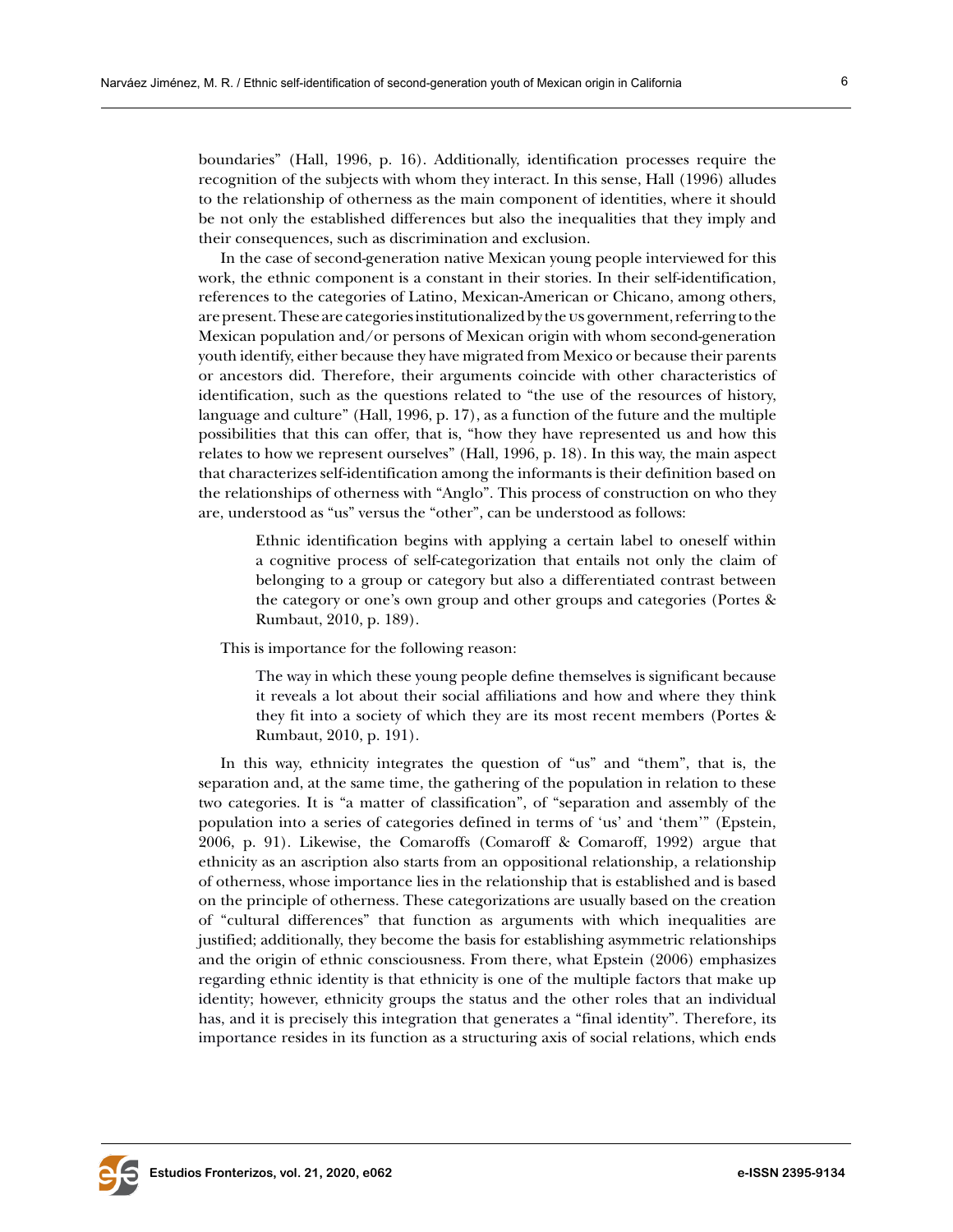boundaries" (Hall, 1996, p. 16). Additionally, identification processes require the recognition of the subjects with whom they interact. In this sense, Hall (1996) alludes to the relationship of otherness as the main component of identities, where it should be not only the established differences but also the inequalities that they imply and their consequences, such as discrimination and exclusion.

In the case of second-generation native Mexican young people interviewed for this work, the ethnic component is a constant in their stories. In their self-identification, references to the categories of Latino, Mexican-American or Chicano, among others, are present. These are categories institutionalized by the US government, referring to the Mexican population and/or persons of Mexican origin with whom second-generation youth identify, either because they have migrated from Mexico or because their parents or ancestors did. Therefore, their arguments coincide with other characteristics of identification, such as the questions related to "the use of the resources of history, language and culture" (Hall, 1996, p. 17), as a function of the future and the multiple possibilities that this can offer, that is, "how they have represented us and how this relates to how we represent ourselves" (Hall, 1996, p. 18). In this way, the main aspect that characterizes self-identification among the informants is their definition based on the relationships of otherness with "Anglo". This process of construction on who they are, understood as "us" versus the "other", can be understood as follows:

> Ethnic identification begins with applying a certain label to oneself within a cognitive process of self-categorization that entails not only the claim of belonging to a group or category but also a differentiated contrast between the category or one's own group and other groups and categories (Portes & Rumbaut, 2010, p. 189).

This is importance for the following reason:

> The way in which these young people define themselves is significant because it reveals a lot about their social affiliations and how and where they think they fit into a society of which they are its most recent members (Portes & Rumbaut, 2010, p. 191).

In this way, ethnicity integrates the question of "us" and "them", that is, the separation and, at the same time, the gathering of the population in relation to these two categories. It is "a matter of classification", of "separation and assembly of the population into a series of categories defined in terms of 'us' and 'them'" (Epstein, 2006, p. 91). Likewise, the Comaroffs (Comaroff & Comaroff, 1992) argue that ethnicity as an ascription also starts from an oppositional relationship, a relationship of otherness, whose importance lies in the relationship that is established and is based on the principle of otherness. These categorizations are usually based on the creation of "cultural differences" that function as arguments with which inequalities are justified; additionally, they become the basis for establishing asymmetric relationships and the origin of ethnic consciousness. From there, what Epstein (2006) emphasizes regarding ethnic identity is that ethnicity is one of the multiple factors that make up identity; however, ethnicity groups the status and the other roles that an individual has, and it is precisely this integration that generates a "final identity". Therefore, its importance resides in its function as a structuring axis of social relations, which ends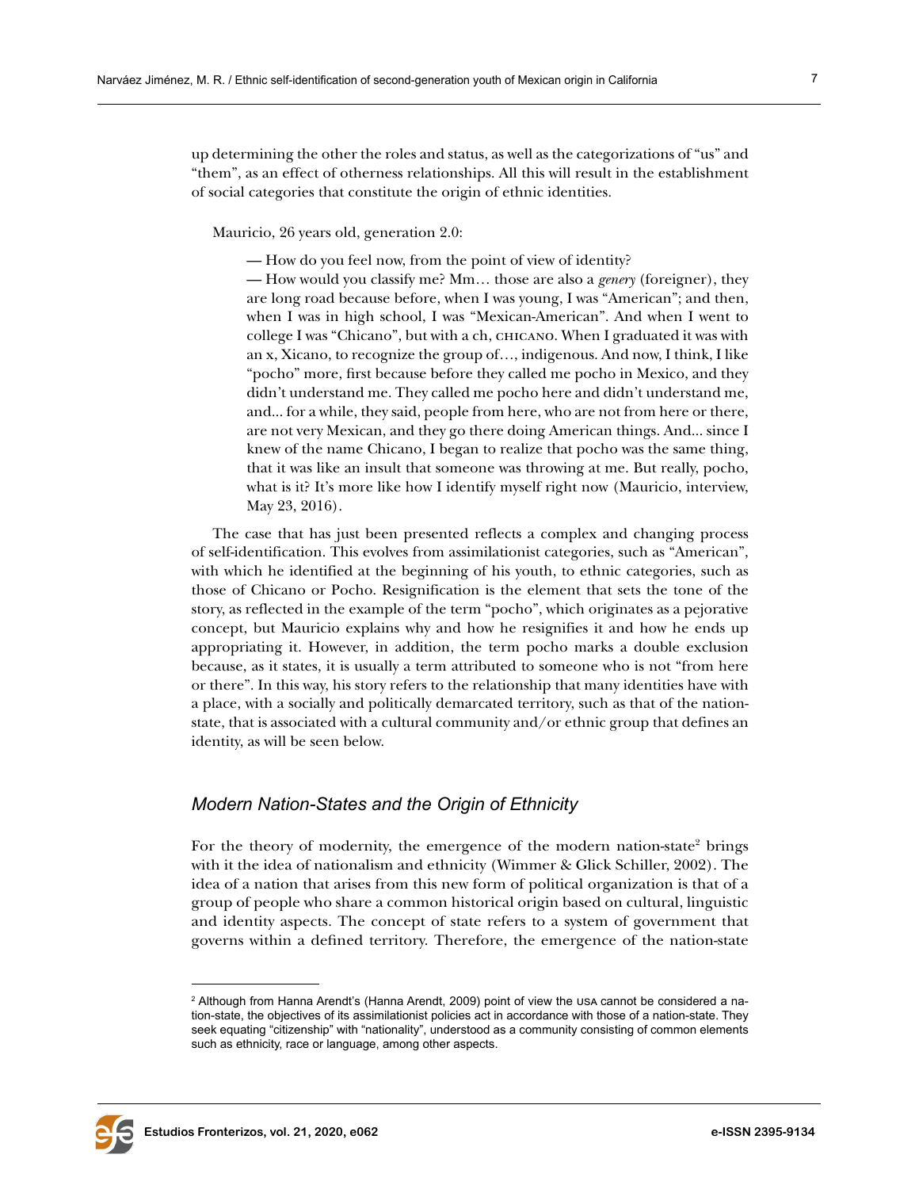up determining the other the roles and status, as well as the categorizations of "us" and "them", as an effect of otherness relationships. All this will result in the establishment of social categories that constitute the origin of ethnic identities.

Mauricio, 26 years old, generation 2.0:

> — How do you feel now, from the point of view of identity?
> — How would you classify me? Mm… those are also a *genery* (foreigner), they are long road because before, when I was young, I was "American"; and then, when I was in high school, I was "Mexican-American". And when I went to college I was "Chicano", but with a ch, CHICANO. When I graduated it was with an x, Xicano, to recognize the group of…, indigenous. And now, I think, I like "pocho" more, first because before they called me pocho in Mexico, and they didn't understand me. They called me pocho here and didn't understand me, and... for a while, they said, people from here, who are not from here or there, are not very Mexican, and they go there doing American things. And... since I knew of the name Chicano, I began to realize that pocho was the same thing, that it was like an insult that someone was throwing at me. But really, pocho, what is it? It's more like how I identify myself right now (Mauricio, interview, May 23, 2016).

The case that has just been presented reflects a complex and changing process of self-identification. This evolves from assimilationist categories, such as "American", with which he identified at the beginning of his youth, to ethnic categories, such as those of Chicano or Pocho. Resignification is the element that sets the tone of the story, as reflected in the example of the term "pocho", which originates as a pejorative concept, but Mauricio explains why and how he resignifies it and how he ends up appropriating it. However, in addition, the term pocho marks a double exclusion because, as it states, it is usually a term attributed to someone who is not "from here or there". In this way, his story refers to the relationship that many identities have with a place, with a socially and politically demarcated territory, such as that of the nation-state, that is associated with a cultural community and/or ethnic group that defines an identity, as will be seen below.

## *Modern Nation-States and the Origin of Ethnicity*

For the theory of modernity, the emergence of the modern nation-state[2] brings with it the idea of nationalism and ethnicity (Wimmer & Glick Schiller, 2002). The idea of a nation that arises from this new form of political organization is that of a group of people who share a common historical origin based on cultural, linguistic and identity aspects. The concept of state refers to a system of government that governs within a defined territory. Therefore, the emergence of the nation-state

[2] Although from Hanna Arendt's (Hanna Arendt, 2009) point of view the USA cannot be considered a nation-state, the objectives of its assimilationist policies act in accordance with those of a nation-state. They seek equating "citizenship" with "nationality", understood as a community consisting of common elements such as ethnicity, race or language, among other aspects.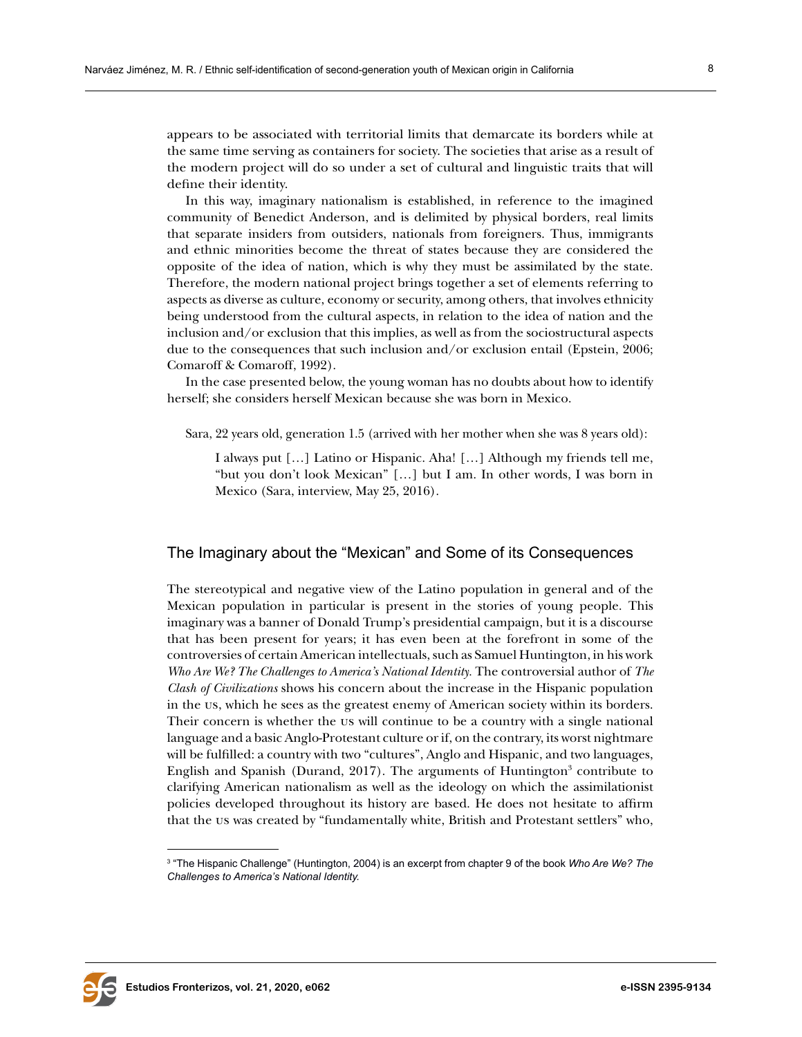appears to be associated with territorial limits that demarcate its borders while at the same time serving as containers for society. The societies that arise as a result of the modern project will do so under a set of cultural and linguistic traits that will define their identity.

In this way, imaginary nationalism is established, in reference to the imagined community of Benedict Anderson, and is delimited by physical borders, real limits that separate insiders from outsiders, nationals from foreigners. Thus, immigrants and ethnic minorities become the threat of states because they are considered the opposite of the idea of nation, which is why they must be assimilated by the state. Therefore, the modern national project brings together a set of elements referring to aspects as diverse as culture, economy or security, among others, that involves ethnicity being understood from the cultural aspects, in relation to the idea of nation and the inclusion and/or exclusion that this implies, as well as from the sociostructural aspects due to the consequences that such inclusion and/or exclusion entail (Epstein, 2006; Comaroff & Comaroff, 1992).

In the case presented below, the young woman has no doubts about how to identify herself; she considers herself Mexican because she was born in Mexico.

Sara, 22 years old, generation 1.5 (arrived with her mother when she was 8 years old):

> I always put […] Latino or Hispanic. Aha! […] Although my friends tell me, "but you don't look Mexican" […] but I am. In other words, I was born in Mexico (Sara, interview, May 25, 2016).

## The Imaginary about the "Mexican" and Some of its Consequences

The stereotypical and negative view of the Latino population in general and of the Mexican population in particular is present in the stories of young people. This imaginary was a banner of Donald Trump's presidential campaign, but it is a discourse that has been present for years; it has even been at the forefront in some of the controversies of certain American intellectuals, such as Samuel Huntington, in his work *Who Are We? The Challenges to America's National Identity.* The controversial author of *The Clash of Civilizations* shows his concern about the increase in the Hispanic population in the US, which he sees as the greatest enemy of American society within its borders. Their concern is whether the US will continue to be a country with a single national language and a basic Anglo-Protestant culture or if, on the contrary, its worst nightmare will be fulfilled: a country with two "cultures", Anglo and Hispanic, and two languages, English and Spanish (Durand, 2017). The arguments of Huntington[3] contribute to clarifying American nationalism as well as the ideology on which the assimilationist policies developed throughout its history are based. He does not hesitate to affirm that the US was created by "fundamentally white, British and Protestant settlers" who,

[3] "The Hispanic Challenge" (Huntington, 2004) is an excerpt from chapter 9 of the book *Who Are We? The Challenges to America's National Identity.*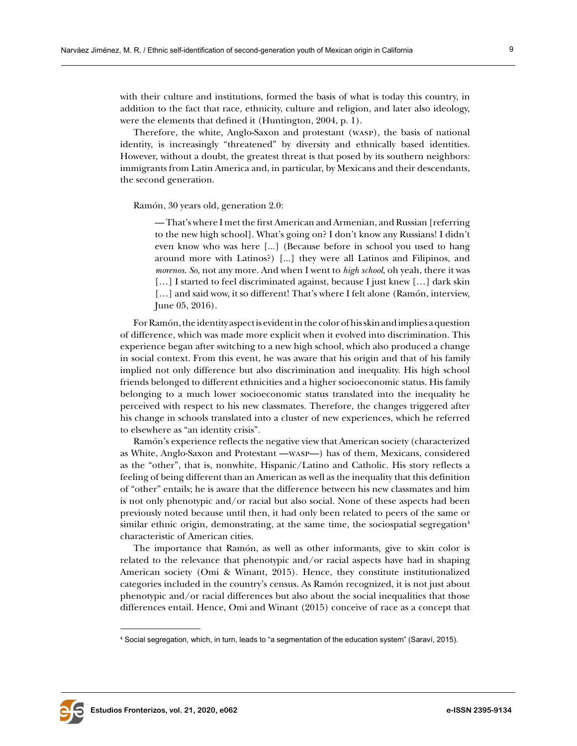with their culture and institutions, formed the basis of what is today this country, in addition to the fact that race, ethnicity, culture and religion, and later also ideology, were the elements that defined it (Huntington, 2004, p. 1).

Therefore, the white, Anglo-Saxon and protestant (WASP), the basis of national identity, is increasingly "threatened" by diversity and ethnically based identities. However, without a doubt, the greatest threat is that posed by its southern neighbors: immigrants from Latin America and, in particular, by Mexicans and their descendants, the second generation.

Ramón, 30 years old, generation 2.0:

> — That's where I met the first American and Armenian, and Russian [referring to the new high school]. What's going on? I don't know any Russians! I didn't even know who was here [...] (Because before in school you used to hang around more with Latinos?) [...] they were all Latinos and Filipinos, and *morenos*. *So,* not any more. And when I went to *high school*, oh yeah, there it was [...] I started to feel discriminated against, because I just knew [...] dark skin [...] and said wow, it so different! That's where I felt alone (Ramón, interview, June 05, 2016).

For Ramón, the identity aspect is evident in the color of his skin and implies a question of difference, which was made more explicit when it evolved into discrimination. This experience began after switching to a new high school, which also produced a change in social context. From this event, he was aware that his origin and that of his family implied not only difference but also discrimination and inequality. His high school friends belonged to different ethnicities and a higher socioeconomic status. His family belonging to a much lower socioeconomic status translated into the inequality he perceived with respect to his new classmates. Therefore, the changes triggered after his change in schools translated into a cluster of new experiences, which he referred to elsewhere as "an identity crisis".

Ramón's experience reflects the negative view that American society (characterized as White, Anglo-Saxon and Protestant —WASP—) has of them, Mexicans, considered as the "other", that is, nonwhite, Hispanic/Latino and Catholic. His story reflects a feeling of being different than an American as well as the inequality that this definition of "other" entails; he is aware that the difference between his new classmates and him is not only phenotypic and/or racial but also social. None of these aspects had been previously noted because until then, it had only been related to peers of the same or similar ethnic origin, demonstrating, at the same time, the sociospatial segregation[4] characteristic of American cities.

The importance that Ramón, as well as other informants, give to skin color is related to the relevance that phenotypic and/or racial aspects have had in shaping American society (Omi & Winant, 2015). Hence, they constitute institutionalized categories included in the country's census. As Ramón recognized, it is not just about phenotypic and/or racial differences but also about the social inequalities that those differences entail. Hence, Omi and Winant (2015) conceive of race as a concept that

[4] Social segregation, which, in turn, leads to "a segmentation of the education system" (Saraví, 2015).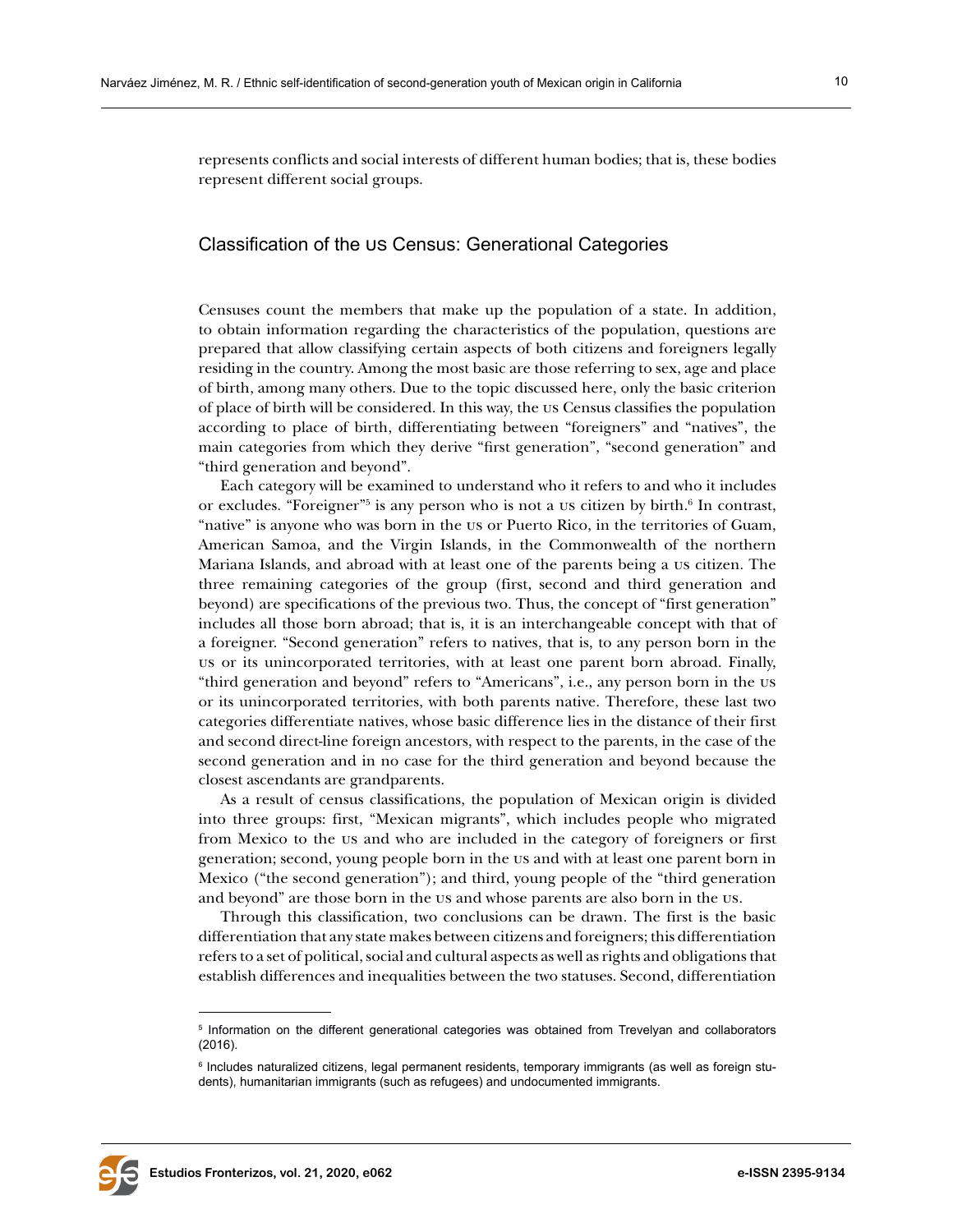represents conflicts and social interests of different human bodies; that is, these bodies represent different social groups.

## Classification of the US Census: Generational Categories

Censuses count the members that make up the population of a state. In addition, to obtain information regarding the characteristics of the population, questions are prepared that allow classifying certain aspects of both citizens and foreigners legally residing in the country. Among the most basic are those referring to sex, age and place of birth, among many others. Due to the topic discussed here, only the basic criterion of place of birth will be considered. In this way, the US Census classifies the population according to place of birth, differentiating between "foreigners" and "natives", the main categories from which they derive "first generation", "second generation" and "third generation and beyond".

Each category will be examined to understand who it refers to and who it includes or excludes. "Foreigner"[5] is any person who is not a US citizen by birth.[6] In contrast, "native" is anyone who was born in the US or Puerto Rico, in the territories of Guam, American Samoa, and the Virgin Islands, in the Commonwealth of the northern Mariana Islands, and abroad with at least one of the parents being a US citizen. The three remaining categories of the group (first, second and third generation and beyond) are specifications of the previous two. Thus, the concept of "first generation" includes all those born abroad; that is, it is an interchangeable concept with that of a foreigner. "Second generation" refers to natives, that is, to any person born in the US or its unincorporated territories, with at least one parent born abroad. Finally, "third generation and beyond" refers to "Americans", i.e., any person born in the US or its unincorporated territories, with both parents native. Therefore, these last two categories differentiate natives, whose basic difference lies in the distance of their first and second direct-line foreign ancestors, with respect to the parents, in the case of the second generation and in no case for the third generation and beyond because the closest ascendants are grandparents.

As a result of census classifications, the population of Mexican origin is divided into three groups: first, "Mexican migrants", which includes people who migrated from Mexico to the US and who are included in the category of foreigners or first generation; second, young people born in the US and with at least one parent born in Mexico ("the second generation"); and third, young people of the "third generation and beyond" are those born in the US and whose parents are also born in the US.

Through this classification, two conclusions can be drawn. The first is the basic differentiation that any state makes between citizens and foreigners; this differentiation refers to a set of political, social and cultural aspects as well as rights and obligations that establish differences and inequalities between the two statuses. Second, differentiation

---

[5] Information on the different generational categories was obtained from Trevelyan and collaborators (2016).

[6] Includes naturalized citizens, legal permanent residents, temporary immigrants (as well as foreign students), humanitarian immigrants (such as refugees) and undocumented immigrants.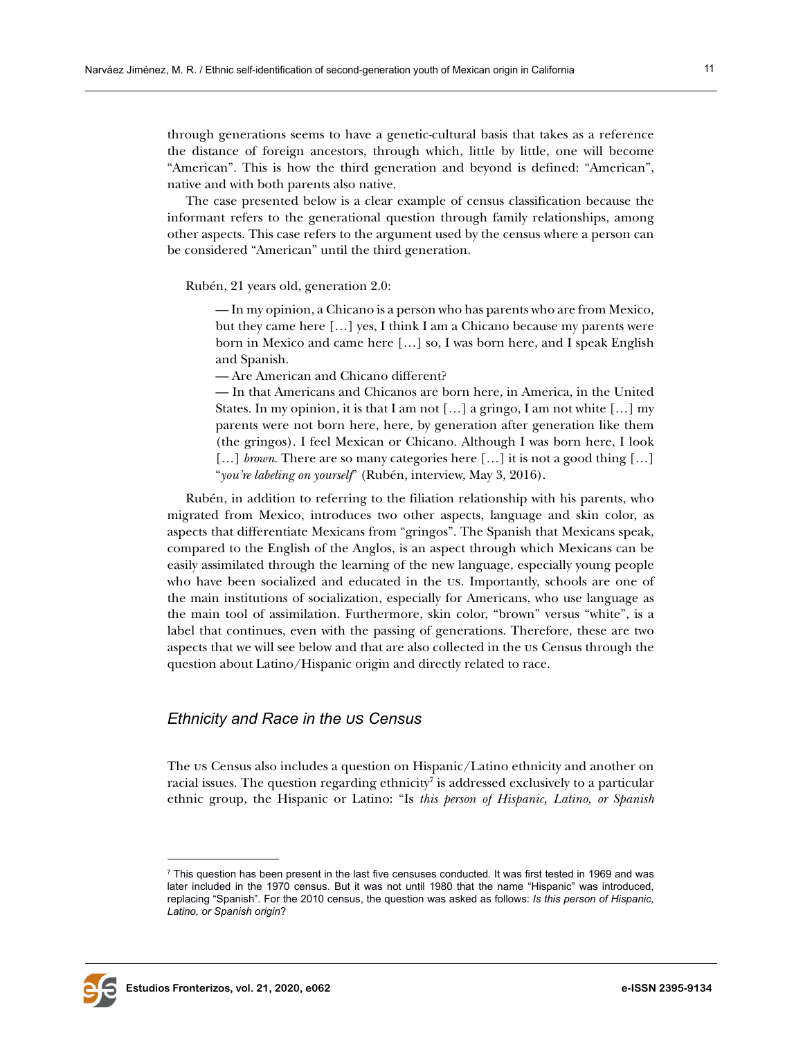through generations seems to have a genetic-cultural basis that takes as a reference the distance of foreign ancestors, through which, little by little, one will become "American". This is how the third generation and beyond is defined: "American", native and with both parents also native.

The case presented below is a clear example of census classification because the informant refers to the generational question through family relationships, among other aspects. This case refers to the argument used by the census where a person can be considered "American" until the third generation.

Rubén, 21 years old, generation 2.0:

> — In my opinion, a Chicano is a person who has parents who are from Mexico, but they came here […] yes, I think I am a Chicano because my parents were born in Mexico and came here […] so, I was born here, and I speak English and Spanish.
>
> — Are American and Chicano different?
>
> — In that Americans and Chicanos are born here, in America, in the United States. In my opinion, it is that I am not […] a gringo, I am not white […] my parents were not born here, here, by generation after generation like them (the gringos). I feel Mexican or Chicano. Although I was born here, I look […] *brown*. There are so many categories here […] it is not a good thing […] "*you're labeling on yourself*" (Rubén, interview, May 3, 2016).

Rubén, in addition to referring to the filiation relationship with his parents, who migrated from Mexico, introduces two other aspects, language and skin color, as aspects that differentiate Mexicans from "gringos". The Spanish that Mexicans speak, compared to the English of the Anglos, is an aspect through which Mexicans can be easily assimilated through the learning of the new language, especially young people who have been socialized and educated in the US. Importantly, schools are one of the main institutions of socialization, especially for Americans, who use language as the main tool of assimilation. Furthermore, skin color, "brown" versus "white", is a label that continues, even with the passing of generations. Therefore, these are two aspects that we will see below and that are also collected in the US Census through the question about Latino/Hispanic origin and directly related to race.

### *Ethnicity and Race in the US Census*

The US Census also includes a question on Hispanic/Latino ethnicity and another on racial issues. The question regarding ethnicity[7] is addressed exclusively to a particular ethnic group, the Hispanic or Latino: "Is *this person of Hispanic, Latino, or Spanish*

---

[7] This question has been present in the last five censuses conducted. It was first tested in 1969 and was later included in the 1970 census. But it was not until 1980 that the name "Hispanic" was introduced, replacing "Spanish". For the 2010 census, the question was asked as follows: *Is this person of Hispanic, Latino, or Spanish origin*?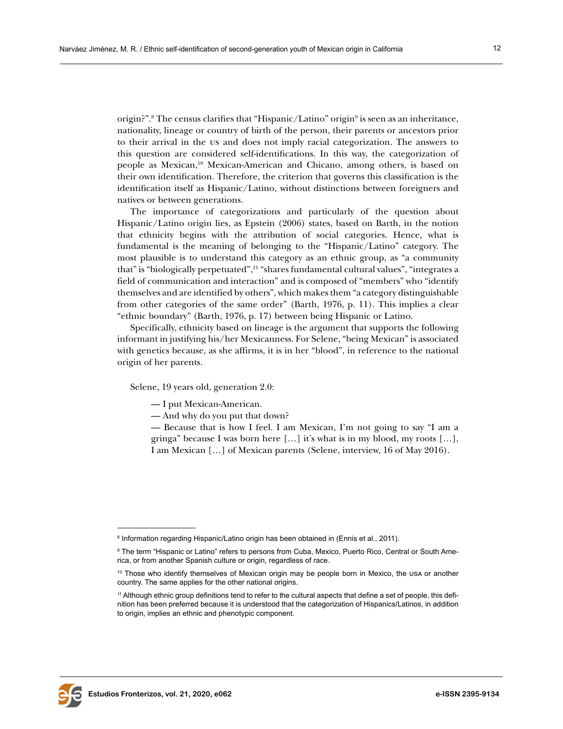origin?".[8] The census clarifies that "Hispanic/Latino" origin[9] is seen as an inheritance, nationality, lineage or country of birth of the person, their parents or ancestors prior to their arrival in the US and does not imply racial categorization. The answers to this question are considered self-identifications. In this way, the categorization of people as Mexican,[10] Mexican-American and Chicano, among others, is based on their own identification. Therefore, the criterion that governs this classification is the identification itself as Hispanic/Latino, without distinctions between foreigners and natives or between generations.

The importance of categorizations and particularly of the question about Hispanic/Latino origin lies, as Epstein (2006) states, based on Barth, in the notion that ethnicity begins with the attribution of social categories. Hence, what is fundamental is the meaning of belonging to the "Hispanic/Latino" category. The most plausible is to understand this category as an ethnic group, as "a community that" is "biologically perpetuated",[11] "shares fundamental cultural values", "integrates a field of communication and interaction" and is composed of "members" who "identify themselves and are identified by others", which makes them "a category distinguishable from other categories of the same order" (Barth, 1976, p. 11). This implies a clear "ethnic boundary" (Barth, 1976, p. 17) between being Hispanic or Latino.

Specifically, ethnicity based on lineage is the argument that supports the following informant in justifying his/her Mexicanness. For Selene, "being Mexican" is associated with genetics because, as she affirms, it is in her "blood", in reference to the national origin of her parents.

Selene, 19 years old, generation 2.0:

> — I put Mexican-American.
>
> — And why do you put that down?
>
> — Because that is how I feel. I am Mexican, I'm not going to say "I am a gringa" because I was born here […] it's what is in my blood, my roots […], I am Mexican […] of Mexican parents (Selene, interview, 16 of May 2016).

---

[8] Information regarding Hispanic/Latino origin has been obtained in (Ennis et al., 2011).

[9] The term "Hispanic or Latino" refers to persons from Cuba, Mexico, Puerto Rico, Central or South America, or from another Spanish culture or origin, regardless of race.

[10] Those who identify themselves of Mexican origin may be people born in Mexico, the USA or another country. The same applies for the other national origins.

[11] Although ethnic group definitions tend to refer to the cultural aspects that define a set of people, this definition has been preferred because it is understood that the categorization of Hispanics/Latinos, in addition to origin, implies an ethnic and phenotypic component.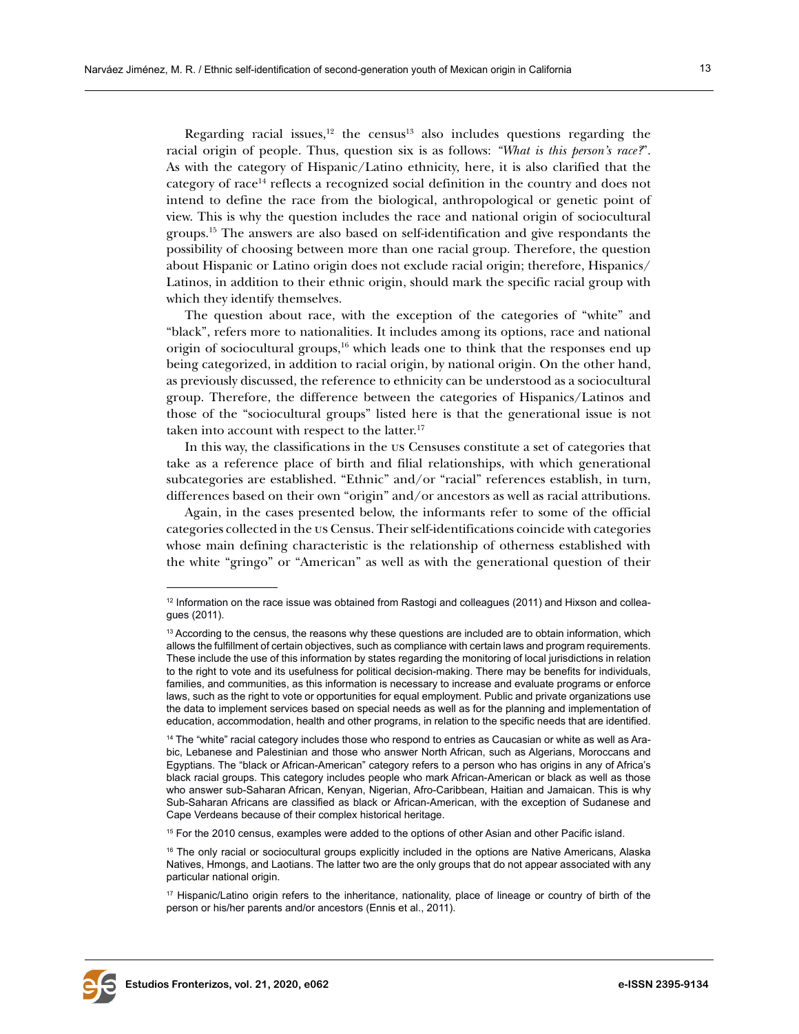Regarding racial issues,[12] the census[13] also includes questions regarding the racial origin of people. Thus, question six is as follows: *"What is this person's race?*". As with the category of Hispanic/Latino ethnicity, here, it is also clarified that the category of race[14] reflects a recognized social definition in the country and does not intend to define the race from the biological, anthropological or genetic point of view. This is why the question includes the race and national origin of sociocultural groups.[15] The answers are also based on self-identification and give respondants the possibility of choosing between more than one racial group. Therefore, the question about Hispanic or Latino origin does not exclude racial origin; therefore, Hispanics/ Latinos, in addition to their ethnic origin, should mark the specific racial group with which they identify themselves.

The question about race, with the exception of the categories of "white" and "black", refers more to nationalities. It includes among its options, race and national origin of sociocultural groups,[16] which leads one to think that the responses end up being categorized, in addition to racial origin, by national origin. On the other hand, as previously discussed, the reference to ethnicity can be understood as a sociocultural group. Therefore, the difference between the categories of Hispanics/Latinos and those of the "sociocultural groups" listed here is that the generational issue is not taken into account with respect to the latter.[17]

In this way, the classifications in the US Censuses constitute a set of categories that take as a reference place of birth and filial relationships, with which generational subcategories are established. "Ethnic" and/or "racial" references establish, in turn, differences based on their own "origin" and/or ancestors as well as racial attributions.

Again, in the cases presented below, the informants refer to some of the official categories collected in the US Census. Their self-identifications coincide with categories whose main defining characteristic is the relationship of otherness established with the white "gringo" or "American" as well as with the generational question of their

---

[12] Information on the race issue was obtained from Rastogi and colleagues (2011) and Hixson and colleagues (2011).

[13] According to the census, the reasons why these questions are included are to obtain information, which allows the fulfillment of certain objectives, such as compliance with certain laws and program requirements. These include the use of this information by states regarding the monitoring of local jurisdictions in relation to the right to vote and its usefulness for political decision-making. There may be benefits for individuals, families, and communities, as this information is necessary to increase and evaluate programs or enforce laws, such as the right to vote or opportunities for equal employment. Public and private organizations use the data to implement services based on special needs as well as for the planning and implementation of education, accommodation, health and other programs, in relation to the specific needs that are identified.

[14] The "white" racial category includes those who respond to entries as Caucasian or white as well as Arabic, Lebanese and Palestinian and those who answer North African, such as Algerians, Moroccans and Egyptians. The "black or African-American" category refers to a person who has origins in any of Africa's black racial groups. This category includes people who mark African-American or black as well as those who answer sub-Saharan African, Kenyan, Nigerian, Afro-Caribbean, Haitian and Jamaican. This is why Sub-Saharan Africans are classified as black or African-American, with the exception of Sudanese and Cape Verdeans because of their complex historical heritage.

[15] For the 2010 census, examples were added to the options of other Asian and other Pacific island.

[16] The only racial or sociocultural groups explicitly included in the options are Native Americans, Alaska Natives, Hmongs, and Laotians. The latter two are the only groups that do not appear associated with any particular national origin.

[17] Hispanic/Latino origin refers to the inheritance, nationality, place of lineage or country of birth of the person or his/her parents and/or ancestors (Ennis et al., 2011).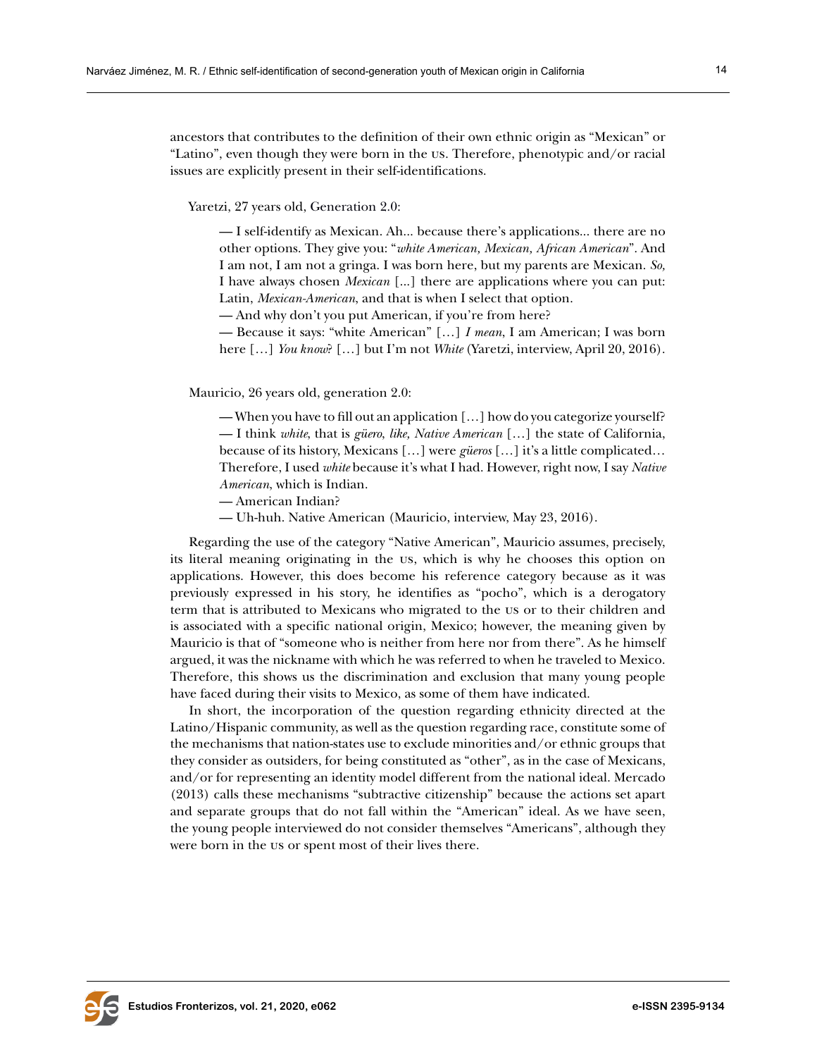ancestors that contributes to the definition of their own ethnic origin as "Mexican" or "Latino", even though they were born in the US. Therefore, phenotypic and/or racial issues are explicitly present in their self-identifications.

Yaretzi, 27 years old, Generation 2.0:

> — I self-identify as Mexican. Ah... because there's applications... there are no other options. They give you: "*white American, Mexican, African American*". And I am not, I am not a gringa. I was born here, but my parents are Mexican. *So,* I have always chosen *Mexican* [...] there are applications where you can put: Latin, *Mexican-American*, and that is when I select that option.
> — And why don't you put American, if you're from here?
> — Because it says: "white American" […] *I mean*, I am American; I was born here […] *You know*? […] but I'm not *White* (Yaretzi, interview, April 20, 2016).

Mauricio, 26 years old, generation 2.0:

> — When you have to fill out an application […] how do you categorize yourself?
> — I think *white*, that is *güero*, *like, Native American* […] the state of California, because of its history, Mexicans […] were *güeros* […] it's a little complicated… Therefore, I used *white* because it's what I had. However, right now, I say *Native American*, which is Indian.
> — American Indian?
> — Uh-huh. Native American (Mauricio, interview, May 23, 2016).

Regarding the use of the category "Native American", Mauricio assumes, precisely, its literal meaning originating in the US, which is why he chooses this option on applications. However, this does become his reference category because as it was previously expressed in his story, he identifies as "pocho", which is a derogatory term that is attributed to Mexicans who migrated to the US or to their children and is associated with a specific national origin, Mexico; however, the meaning given by Mauricio is that of "someone who is neither from here nor from there". As he himself argued, it was the nickname with which he was referred to when he traveled to Mexico. Therefore, this shows us the discrimination and exclusion that many young people have faced during their visits to Mexico, as some of them have indicated.

In short, the incorporation of the question regarding ethnicity directed at the Latino/Hispanic community, as well as the question regarding race, constitute some of the mechanisms that nation-states use to exclude minorities and/or ethnic groups that they consider as outsiders, for being constituted as "other", as in the case of Mexicans, and/or for representing an identity model different from the national ideal. Mercado (2013) calls these mechanisms "subtractive citizenship" because the actions set apart and separate groups that do not fall within the "American" ideal. As we have seen, the young people interviewed do not consider themselves "Americans", although they were born in the US or spent most of their lives there.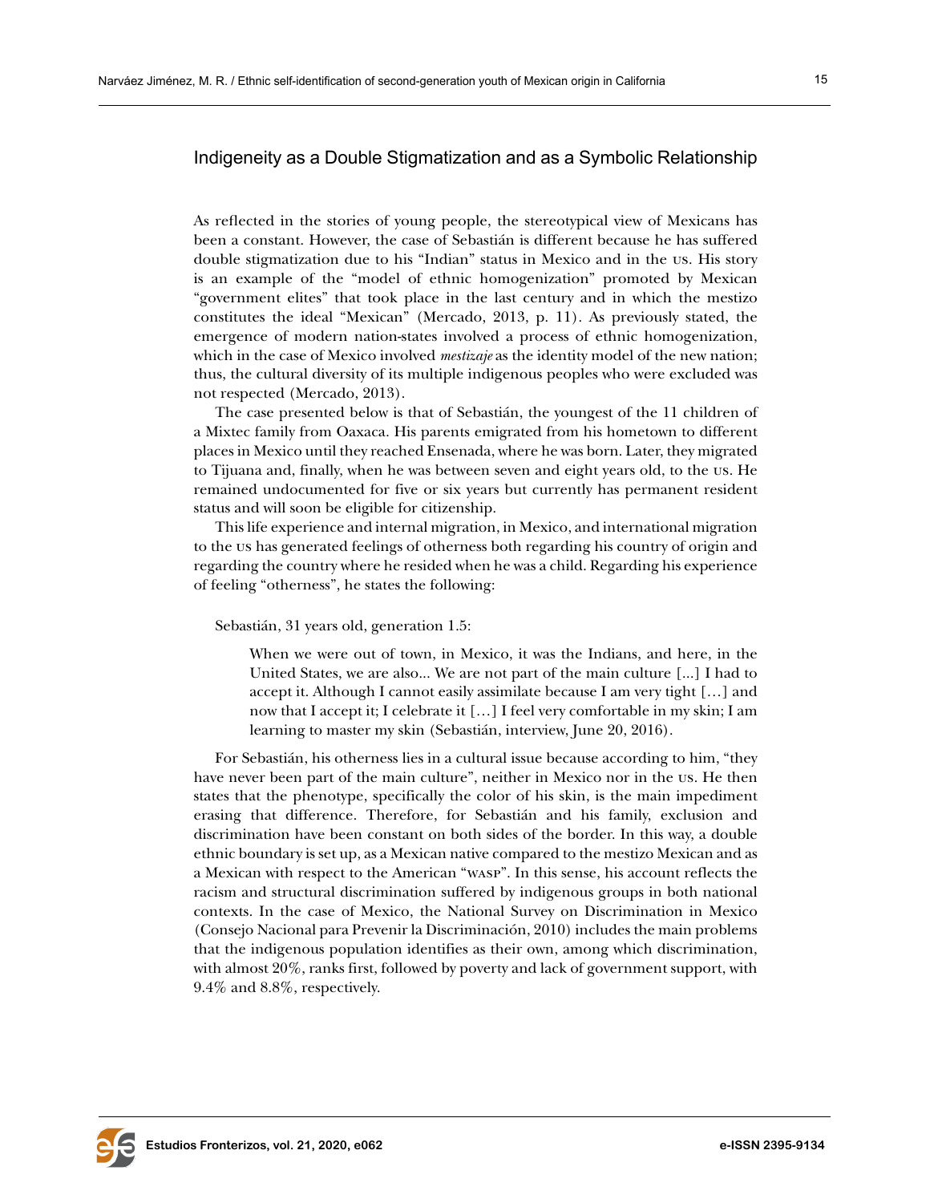## Indigeneity as a Double Stigmatization and as a Symbolic Relationship

As reflected in the stories of young people, the stereotypical view of Mexicans has been a constant. However, the case of Sebastián is different because he has suffered double stigmatization due to his "Indian" status in Mexico and in the US. His story is an example of the "model of ethnic homogenization" promoted by Mexican "government elites" that took place in the last century and in which the mestizo constitutes the ideal "Mexican" (Mercado, 2013, p. 11). As previously stated, the emergence of modern nation-states involved a process of ethnic homogenization, which in the case of Mexico involved *mestizaje* as the identity model of the new nation; thus, the cultural diversity of its multiple indigenous peoples who were excluded was not respected (Mercado, 2013).

The case presented below is that of Sebastián, the youngest of the 11 children of a Mixtec family from Oaxaca. His parents emigrated from his hometown to different places in Mexico until they reached Ensenada, where he was born. Later, they migrated to Tijuana and, finally, when he was between seven and eight years old, to the US. He remained undocumented for five or six years but currently has permanent resident status and will soon be eligible for citizenship.

This life experience and internal migration, in Mexico, and international migration to the US has generated feelings of otherness both regarding his country of origin and regarding the country where he resided when he was a child. Regarding his experience of feeling "otherness", he states the following:

Sebastián, 31 years old, generation 1.5:

> When we were out of town, in Mexico, it was the Indians, and here, in the United States, we are also... We are not part of the main culture [...] I had to accept it. Although I cannot easily assimilate because I am very tight […] and now that I accept it; I celebrate it […] I feel very comfortable in my skin; I am learning to master my skin (Sebastián, interview, June 20, 2016).

For Sebastián, his otherness lies in a cultural issue because according to him, "they have never been part of the main culture", neither in Mexico nor in the US. He then states that the phenotype, specifically the color of his skin, is the main impediment erasing that difference. Therefore, for Sebastián and his family, exclusion and discrimination have been constant on both sides of the border. In this way, a double ethnic boundary is set up, as a Mexican native compared to the mestizo Mexican and as a Mexican with respect to the American "WASP". In this sense, his account reflects the racism and structural discrimination suffered by indigenous groups in both national contexts. In the case of Mexico, the National Survey on Discrimination in Mexico (Consejo Nacional para Prevenir la Discriminación, 2010) includes the main problems that the indigenous population identifies as their own, among which discrimination, with almost 20%, ranks first, followed by poverty and lack of government support, with 9.4% and 8.8%, respectively.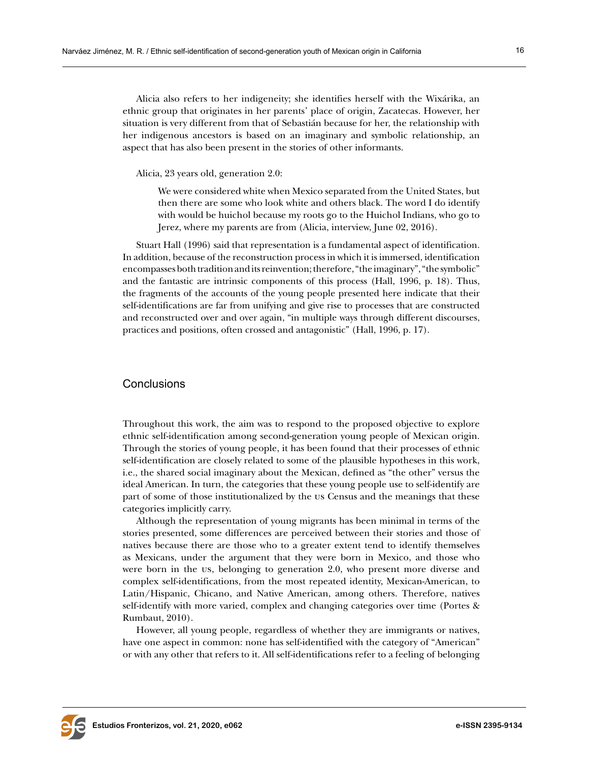Alicia also refers to her indigeneity; she identifies herself with the Wixárika, an ethnic group that originates in her parents' place of origin, Zacatecas. However, her situation is very different from that of Sebastián because for her, the relationship with her indigenous ancestors is based on an imaginary and symbolic relationship, an aspect that has also been present in the stories of other informants.

Alicia, 23 years old, generation 2.0:

> We were considered white when Mexico separated from the United States, but then there are some who look white and others black. The word I do identify with would be huichol because my roots go to the Huichol Indians, who go to Jerez, where my parents are from (Alicia, interview, June 02, 2016).

Stuart Hall (1996) said that representation is a fundamental aspect of identification. In addition, because of the reconstruction process in which it is immersed, identification encompasses both tradition and its reinvention; therefore, "the imaginary", "the symbolic" and the fantastic are intrinsic components of this process (Hall, 1996, p. 18). Thus, the fragments of the accounts of the young people presented here indicate that their self-identifications are far from unifying and give rise to processes that are constructed and reconstructed over and over again, "in multiple ways through different discourses, practices and positions, often crossed and antagonistic" (Hall, 1996, p. 17).

## Conclusions

Throughout this work, the aim was to respond to the proposed objective to explore ethnic self-identification among second-generation young people of Mexican origin. Through the stories of young people, it has been found that their processes of ethnic self-identification are closely related to some of the plausible hypotheses in this work, i.e., the shared social imaginary about the Mexican, defined as "the other" versus the ideal American. In turn, the categories that these young people use to self-identify are part of some of those institutionalized by the US Census and the meanings that these categories implicitly carry.

Although the representation of young migrants has been minimal in terms of the stories presented, some differences are perceived between their stories and those of natives because there are those who to a greater extent tend to identify themselves as Mexicans, under the argument that they were born in Mexico, and those who were born in the US, belonging to generation 2.0, who present more diverse and complex self-identifications, from the most repeated identity, Mexican-American, to Latin/Hispanic, Chicano, and Native American, among others. Therefore, natives self-identify with more varied, complex and changing categories over time (Portes & Rumbaut, 2010).

However, all young people, regardless of whether they are immigrants or natives, have one aspect in common: none has self-identified with the category of "American" or with any other that refers to it. All self-identifications refer to a feeling of belonging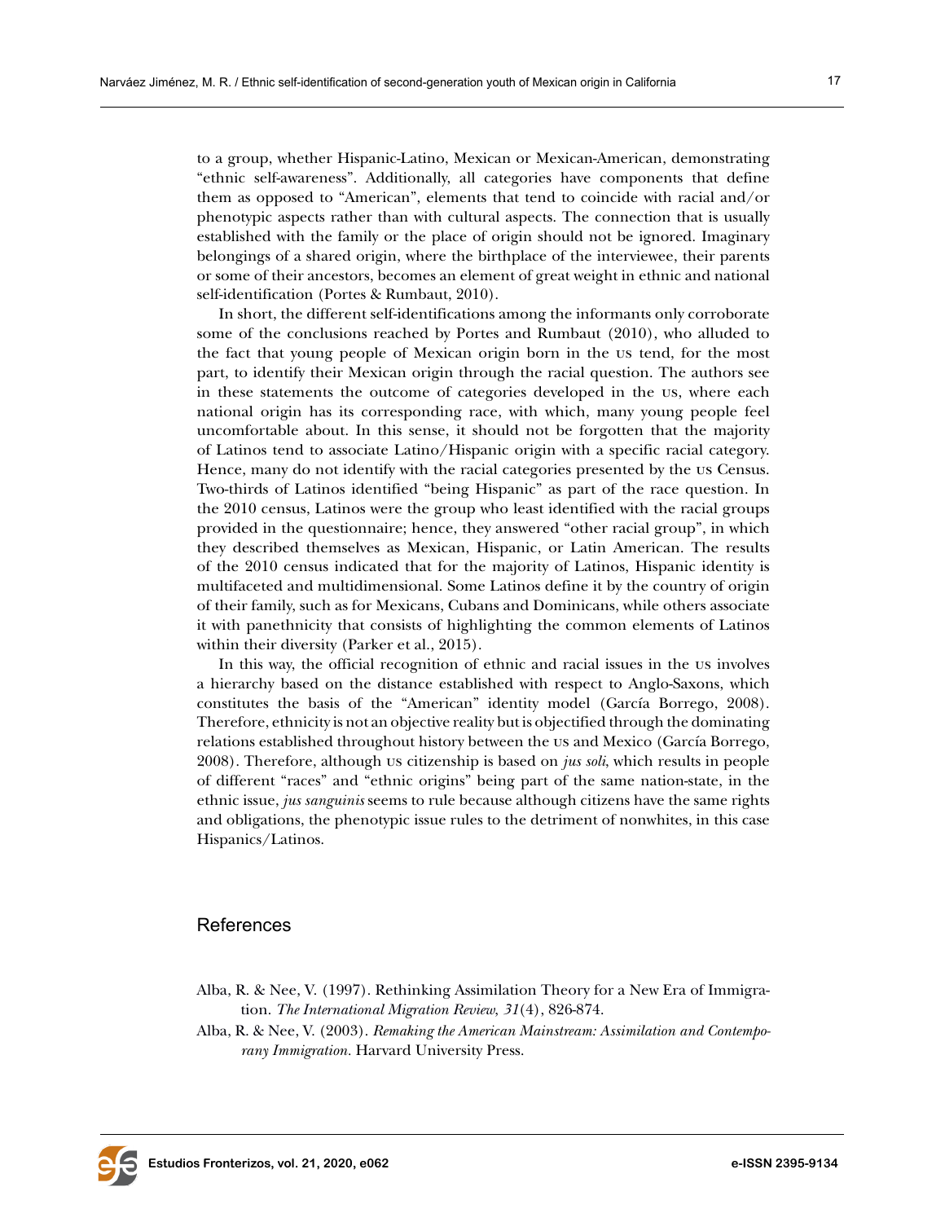to a group, whether Hispanic-Latino, Mexican or Mexican-American, demonstrating "ethnic self-awareness". Additionally, all categories have components that define them as opposed to "American", elements that tend to coincide with racial and/or phenotypic aspects rather than with cultural aspects. The connection that is usually established with the family or the place of origin should not be ignored. Imaginary belongings of a shared origin, where the birthplace of the interviewee, their parents or some of their ancestors, becomes an element of great weight in ethnic and national self-identification (Portes & Rumbaut, 2010).

In short, the different self-identifications among the informants only corroborate some of the conclusions reached by Portes and Rumbaut (2010), who alluded to the fact that young people of Mexican origin born in the US tend, for the most part, to identify their Mexican origin through the racial question. The authors see in these statements the outcome of categories developed in the US, where each national origin has its corresponding race, with which, many young people feel uncomfortable about. In this sense, it should not be forgotten that the majority of Latinos tend to associate Latino/Hispanic origin with a specific racial category. Hence, many do not identify with the racial categories presented by the US Census. Two-thirds of Latinos identified "being Hispanic" as part of the race question. In the 2010 census, Latinos were the group who least identified with the racial groups provided in the questionnaire; hence, they answered "other racial group", in which they described themselves as Mexican, Hispanic, or Latin American. The results of the 2010 census indicated that for the majority of Latinos, Hispanic identity is multifaceted and multidimensional. Some Latinos define it by the country of origin of their family, such as for Mexicans, Cubans and Dominicans, while others associate it with panethnicity that consists of highlighting the common elements of Latinos within their diversity (Parker et al., 2015).

In this way, the official recognition of ethnic and racial issues in the US involves a hierarchy based on the distance established with respect to Anglo-Saxons, which constitutes the basis of the "American" identity model (García Borrego, 2008). Therefore, ethnicity is not an objective reality but is objectified through the dominating relations established throughout history between the US and Mexico (García Borrego, 2008). Therefore, although US citizenship is based on *jus soli*, which results in people of different "races" and "ethnic origins" being part of the same nation-state, in the ethnic issue, *jus sanguinis* seems to rule because although citizens have the same rights and obligations, the phenotypic issue rules to the detriment of nonwhites, in this case Hispanics/Latinos.

## References

Alba, R. & Nee, V. (1997). Rethinking Assimilation Theory for a New Era of Immigration. *The International Migration Review*, *31*(4), 826-874.

Alba, R. & Nee, V. (2003). *Remaking the American Mainstream: Assimilation and Contemporary Immigration*. Harvard University Press.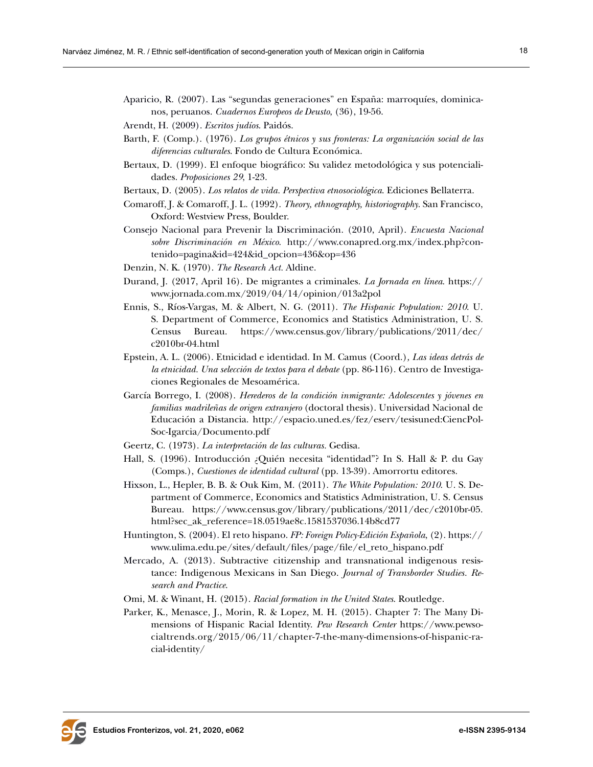Aparicio, R. (2007). Las “segundas generaciones” en España: marroquíes, dominicanos, peruanos. *Cuadernos Europeos de Deusto*, (36), 19-56.

Arendt, H. (2009). *Escritos judíos*. Paidós.

Barth, F. (Comp.). (1976). *Los grupos étnicos y sus fronteras: La organización social de las diferencias culturales*. Fondo de Cultura Económica.

Bertaux, D. (1999). El enfoque biográfico: Su validez metodológica y sus potencialidades. *Proposiciones 29*, 1-23.

Bertaux, D. (2005). *Los relatos de vida. Perspectiva etnosociológica*. Ediciones Bellaterra.

Comaroff, J. & Comaroff, J. L. (1992). *Theory, ethnography, historiography*. San Francisco, Oxford: Westview Press, Boulder.

Consejo Nacional para Prevenir la Discriminación. (2010, April). *Encuesta Nacional sobre Discriminación en México*. http://www.conapred.org.mx/index.php?contenido=pagina&id=424&id_opcion=436&op=436

Denzin, N. K. (1970). *The Research Act*. Aldine.

Durand, J. (2017, April 16). De migrantes a criminales. *La Jornada en línea*. https://www.jornada.com.mx/2019/04/14/opinion/013a2pol

Ennis, S., Ríos-Vargas, M. & Albert, N. G. (2011). *The Hispanic Population: 2010*. U. S. Department of Commerce, Economics and Statistics Administration, U. S. Census Bureau. https://www.census.gov/library/publications/2011/dec/c2010br-04.html

Epstein, A. L. (2006). Etnicidad e identidad. In M. Camus (Coord.), *Las ideas detrás de la etnicidad. Una selección de textos para el debate* (pp. 86-116). Centro de Investigaciones Regionales de Mesoamérica.

García Borrego, I. (2008). *Herederos de la condición inmigrante: Adolescentes y jóvenes en familias madrileñas de origen extranjero* (doctoral thesis). Universidad Nacional de Educación a Distancia. http://espacio.uned.es/fez/eserv/tesisuned:CiencPol-Soc-Igarcia/Documento.pdf

Geertz, C. (1973). *La interpretación de las culturas*. Gedisa.

Hall, S. (1996). Introducción ¿Quién necesita “identidad”? In S. Hall & P. du Gay (Comps.), *Cuestiones de identidad cultural* (pp. 13-39). Amorrortu editores.

Hixson, L., Hepler, B. B. & Ouk Kim, M. (2011). *The White Population: 2010*. U. S. Department of Commerce, Economics and Statistics Administration, U. S. Census Bureau. https://www.census.gov/library/publications/2011/dec/c2010br-05.html?sec_ak_reference=18.0519ae8c.1581537036.14b8cd77

Huntington, S. (2004). El reto hispano. *FP: Foreign Policy-Edición Española*, (2). https://www.ulima.edu.pe/sites/default/files/page/file/el_reto_hispano.pdf

Mercado, A. (2013). Subtractive citizenship and transnational indigenous resistance: Indigenous Mexicans in San Diego. *Journal of Transborder Studies. Research and Practice*.

Omi, M. & Winant, H. (2015). *Racial formation in the United States*. Routledge.

Parker, K., Menasce, J., Morin, R. & Lopez, M. H. (2015). Chapter 7: The Many Dimensions of Hispanic Racial Identity. *Pew Research Center* https://www.pewsocialtrends.org/2015/06/11/chapter-7-the-many-dimensions-of-hispanic-racial-identity/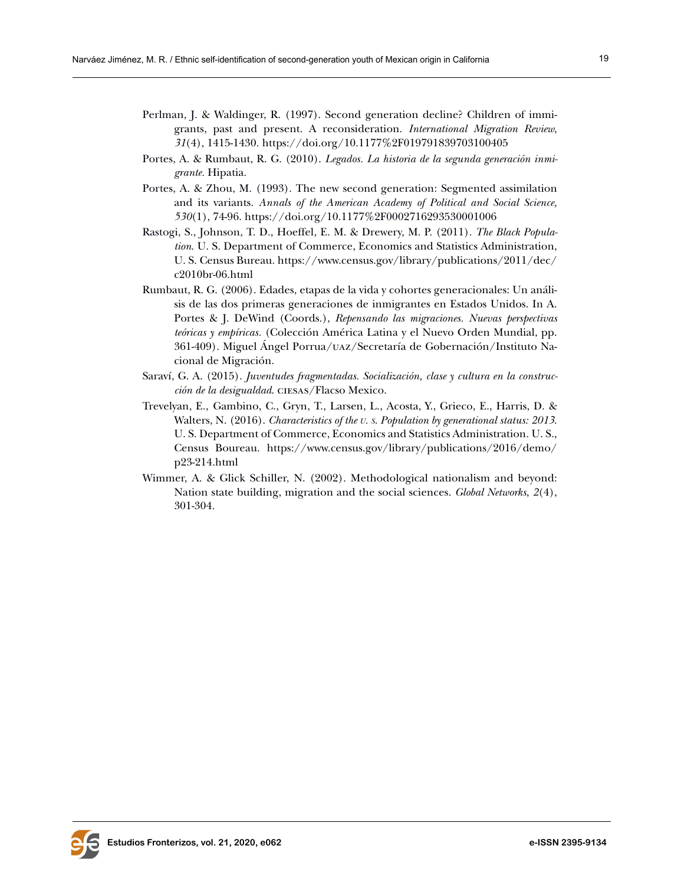Perlman, J. & Waldinger, R. (1997). Second generation decline? Children of immigrants, past and present. A reconsideration. *International Migration Review*, *31*(4), 1415-1430. https://doi.org/10.1177%2F019791839703100405

Portes, A. & Rumbaut, R. G. (2010). *Legados. La historia de la segunda generación inmigrante*. Hipatia.

Portes, A. & Zhou, M. (1993). The new second generation: Segmented assimilation and its variants. *Annals of the American Academy of Political and Social Science, 530*(1), 74-96. https://doi.org/10.1177%2F0002716293530001006

Rastogi, S., Johnson, T. D., Hoeffel, E. M. & Drewery, M. P. (2011). *The Black Population*. U. S. Department of Commerce, Economics and Statistics Administration, U. S. Census Bureau. https://www.census.gov/library/publications/2011/dec/c2010br-06.html

Rumbaut, R. G. (2006). Edades, etapas de la vida y cohortes generacionales: Un análisis de las dos primeras generaciones de inmigrantes en Estados Unidos. In A. Portes & J. DeWind (Coords.), *Repensando las migraciones. Nuevas perspectivas teóricas y empíricas*. (Colección América Latina y el Nuevo Orden Mundial, pp. 361-409). Miguel Ángel Porrua/UAZ/Secretaría de Gobernación/Instituto Nacional de Migración.

Saraví, G. A. (2015). *Juventudes fragmentadas. Socialización, clase y cultura en la construcción de la desigualdad*. CIESAS/Flacso Mexico.

Trevelyan, E., Gambino, C., Gryn, T., Larsen, L., Acosta, Y., Grieco, E., Harris, D. & Walters, N. (2016). *Characteristics of the U. S. Population by generational status: 2013*. U. S. Department of Commerce, Economics and Statistics Administration. U. S., Census Boureau. https://www.census.gov/library/publications/2016/demo/p23-214.html

Wimmer, A. & Glick Schiller, N. (2002). Methodological nationalism and beyond: Nation state building, migration and the social sciences. *Global Networks*, *2*(4), 301-304.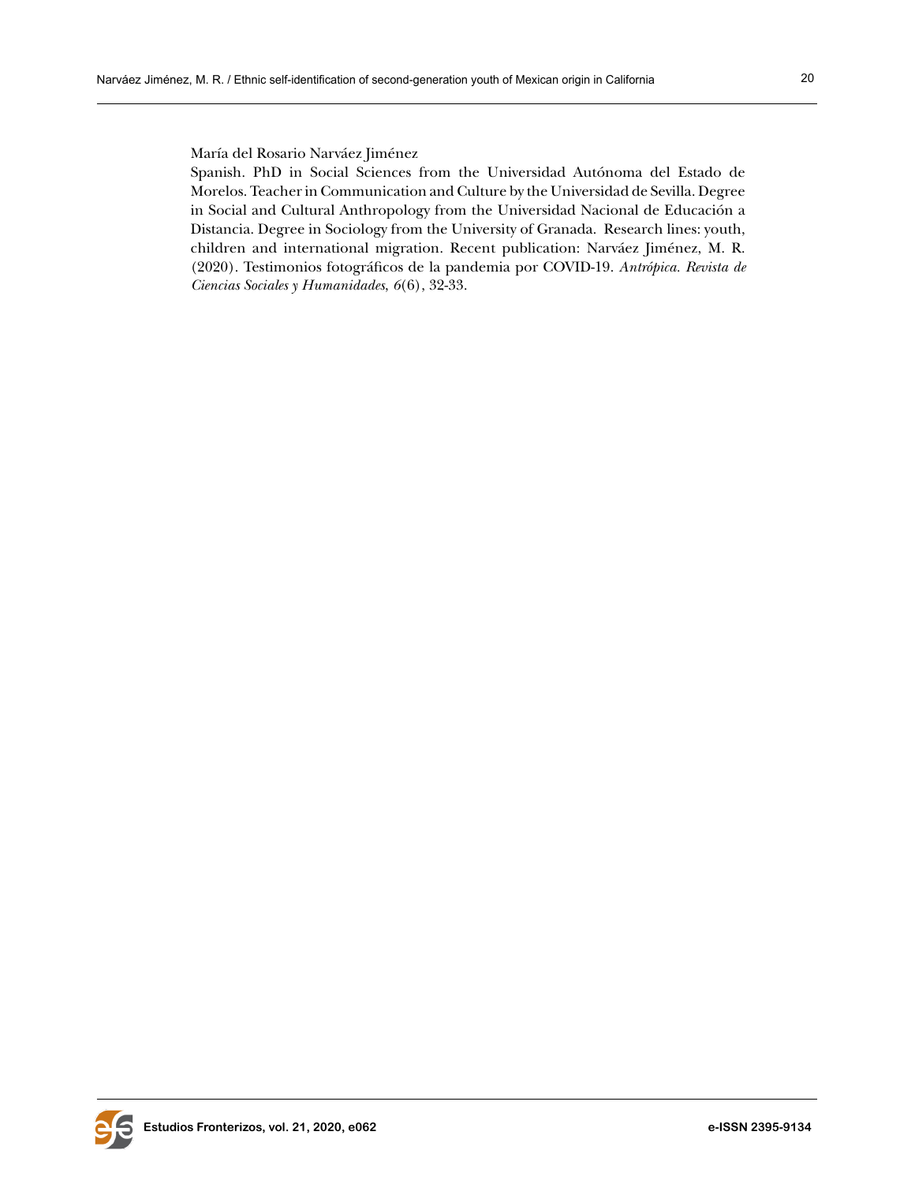María del Rosario Narváez Jiménez

Spanish. PhD in Social Sciences from the Universidad Autónoma del Estado de Morelos. Teacher in Communication and Culture by the Universidad de Sevilla. Degree in Social and Cultural Anthropology from the Universidad Nacional de Educación a Distancia. Degree in Sociology from the University of Granada. Research lines: youth, children and international migration. Recent publication: Narváez Jiménez, M. R. (2020). Testimonios fotográficos de la pandemia por COVID-19. *Antrópica. Revista de Ciencias Sociales y Humanidades, 6*(6), 32-33.